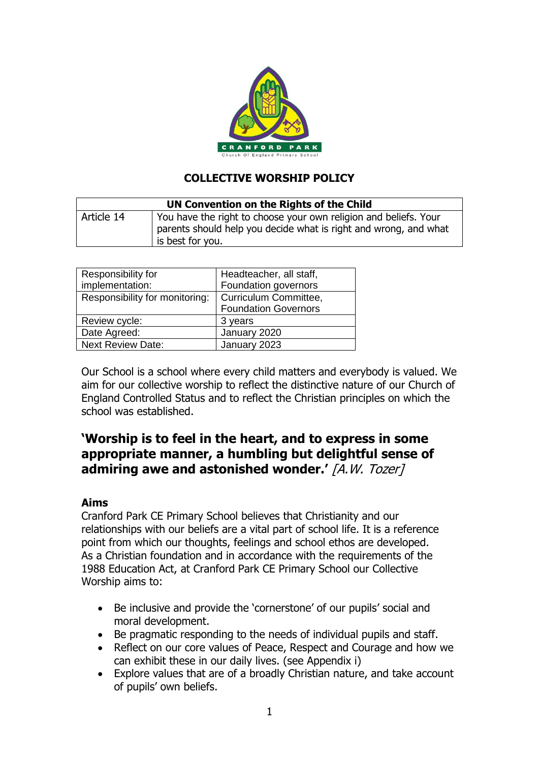# COLLECTIVE WORSHIP POLICY

| UN Convention on the Rights of the Child | |
|---|---|
| Article 14 | You have the right to choose your own religion and beliefs. Your parents should help you decide what is right and wrong, and what is best for you. |

| Responsibility for implementation: | Headteacher, all staff, Foundation governors |
|---|---|
| Responsibility for monitoring: | Curriculum Committee, Foundation Governors |
| Review cycle: | 3 years |
| Date Agreed: | January 2020 |
| Next Review Date: | January 2023 |

Our School is a school where every child matters and everybody is valued. We aim for our collective worship to reflect the distinctive nature of our Church of England Controlled Status and to reflect the Christian principles on which the school was established.

## 'Worship is to feel in the heart, and to express in some appropriate manner, a humbling but delightful sense of admiring awe and astonished wonder.' *[A.W. Tozer]*

### Aims

Cranford Park CE Primary School believes that Christianity and our relationships with our beliefs are a vital part of school life. It is a reference point from which our thoughts, feelings and school ethos are developed. As a Christian foundation and in accordance with the requirements of the 1988 Education Act, at Cranford Park CE Primary School our Collective Worship aims to:

- Be inclusive and provide the 'cornerstone' of our pupils' social and moral development.
- Be pragmatic responding to the needs of individual pupils and staff.
- Reflect on our core values of Peace, Respect and Courage and how we can exhibit these in our daily lives. (see Appendix i)
- Explore values that are of a broadly Christian nature, and take account of pupils' own beliefs.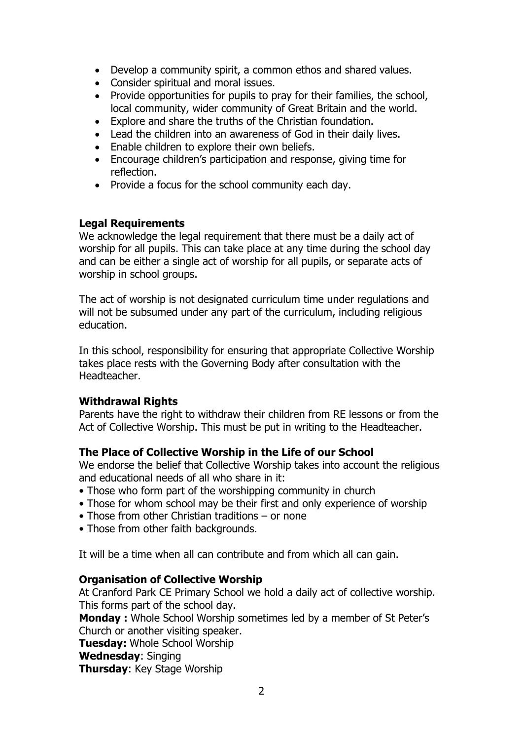- Develop a community spirit, a common ethos and shared values.
- Consider spiritual and moral issues.
- Provide opportunities for pupils to pray for their families, the school, local community, wider community of Great Britain and the world.
- Explore and share the truths of the Christian foundation.
- Lead the children into an awareness of God in their daily lives.
- Enable children to explore their own beliefs.
- Encourage children's participation and response, giving time for reflection.
- Provide a focus for the school community each day.

**Legal Requirements**

We acknowledge the legal requirement that there must be a daily act of worship for all pupils. This can take place at any time during the school day and can be either a single act of worship for all pupils, or separate acts of worship in school groups.

The act of worship is not designated curriculum time under regulations and will not be subsumed under any part of the curriculum, including religious education.

In this school, responsibility for ensuring that appropriate Collective Worship takes place rests with the Governing Body after consultation with the Headteacher.

**Withdrawal Rights**

Parents have the right to withdraw their children from RE lessons or from the Act of Collective Worship. This must be put in writing to the Headteacher.

**The Place of Collective Worship in the Life of our School**

We endorse the belief that Collective Worship takes into account the religious and educational needs of all who share in it:

- Those who form part of the worshipping community in church
- Those for whom school may be their first and only experience of worship
- Those from other Christian traditions – or none
- Those from other faith backgrounds.

It will be a time when all can contribute and from which all can gain.

**Organisation of Collective Worship**

At Cranford Park CE Primary School we hold a daily act of collective worship. This forms part of the school day.

**Monday :** Whole School Worship sometimes led by a member of St Peter's Church or another visiting speaker.

**Tuesday:** Whole School Worship

**Wednesday**: Singing

**Thursday**: Key Stage Worship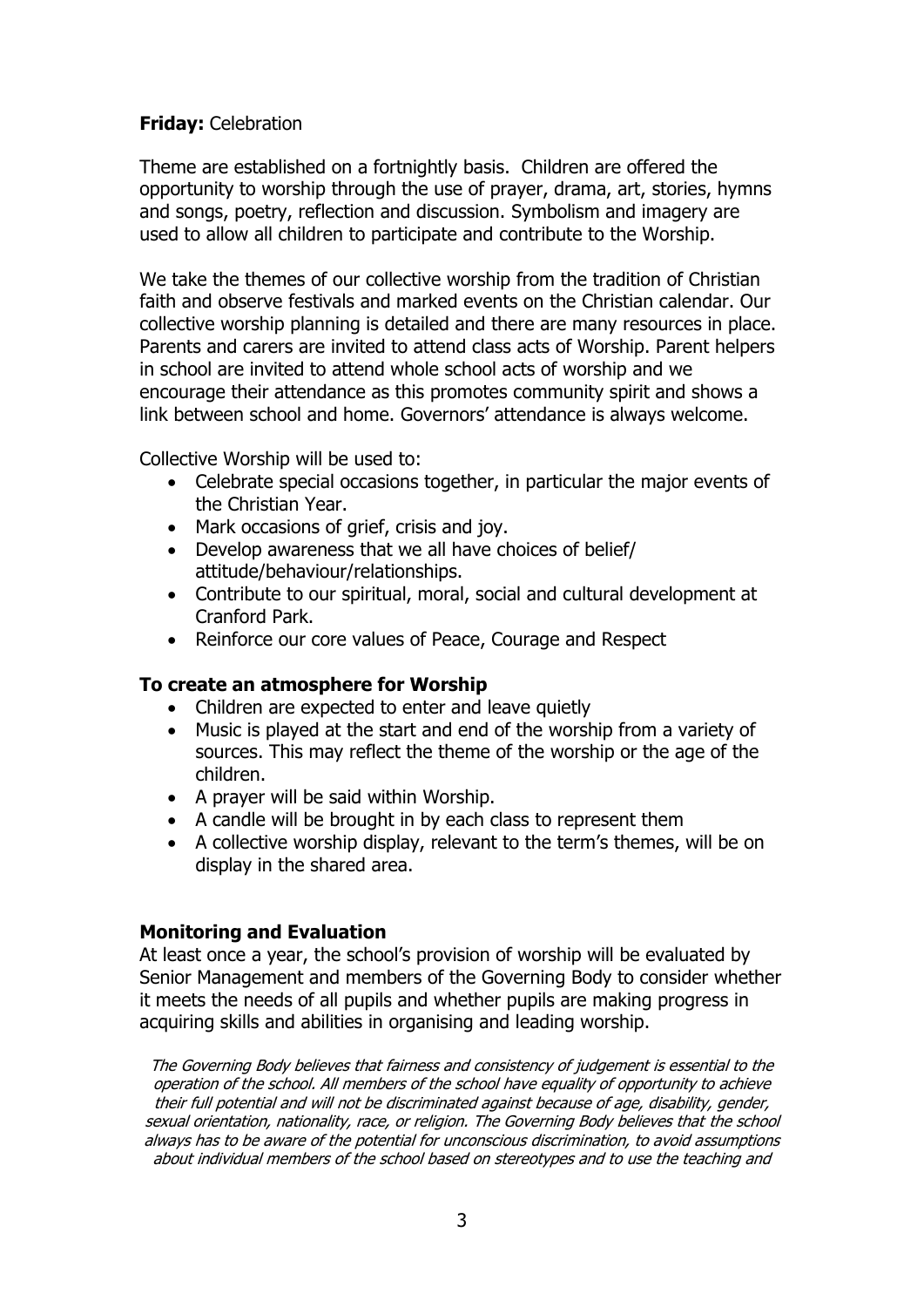**Friday:** Celebration

Theme are established on a fortnightly basis. Children are offered the opportunity to worship through the use of prayer, drama, art, stories, hymns and songs, poetry, reflection and discussion. Symbolism and imagery are used to allow all children to participate and contribute to the Worship.

We take the themes of our collective worship from the tradition of Christian faith and observe festivals and marked events on the Christian calendar. Our collective worship planning is detailed and there are many resources in place. Parents and carers are invited to attend class acts of Worship. Parent helpers in school are invited to attend whole school acts of worship and we encourage their attendance as this promotes community spirit and shows a link between school and home. Governors' attendance is always welcome.

Collective Worship will be used to:

- Celebrate special occasions together, in particular the major events of the Christian Year.
- Mark occasions of grief, crisis and joy.
- Develop awareness that we all have choices of belief/ attitude/behaviour/relationships.
- Contribute to our spiritual, moral, social and cultural development at Cranford Park.
- Reinforce our core values of Peace, Courage and Respect

### To create an atmosphere for Worship

- Children are expected to enter and leave quietly
- Music is played at the start and end of the worship from a variety of sources. This may reflect the theme of the worship or the age of the children.
- A prayer will be said within Worship.
- A candle will be brought in by each class to represent them
- A collective worship display, relevant to the term's themes, will be on display in the shared area.

### Monitoring and Evaluation

At least once a year, the school's provision of worship will be evaluated by Senior Management and members of the Governing Body to consider whether it meets the needs of all pupils and whether pupils are making progress in acquiring skills and abilities in organising and leading worship.

*The Governing Body believes that fairness and consistency of judgement is essential to the operation of the school. All members of the school have equality of opportunity to achieve their full potential and will not be discriminated against because of age, disability, gender, sexual orientation, nationality, race, or religion. The Governing Body believes that the school always has to be aware of the potential for unconscious discrimination, to avoid assumptions about individual members of the school based on stereotypes and to use the teaching and*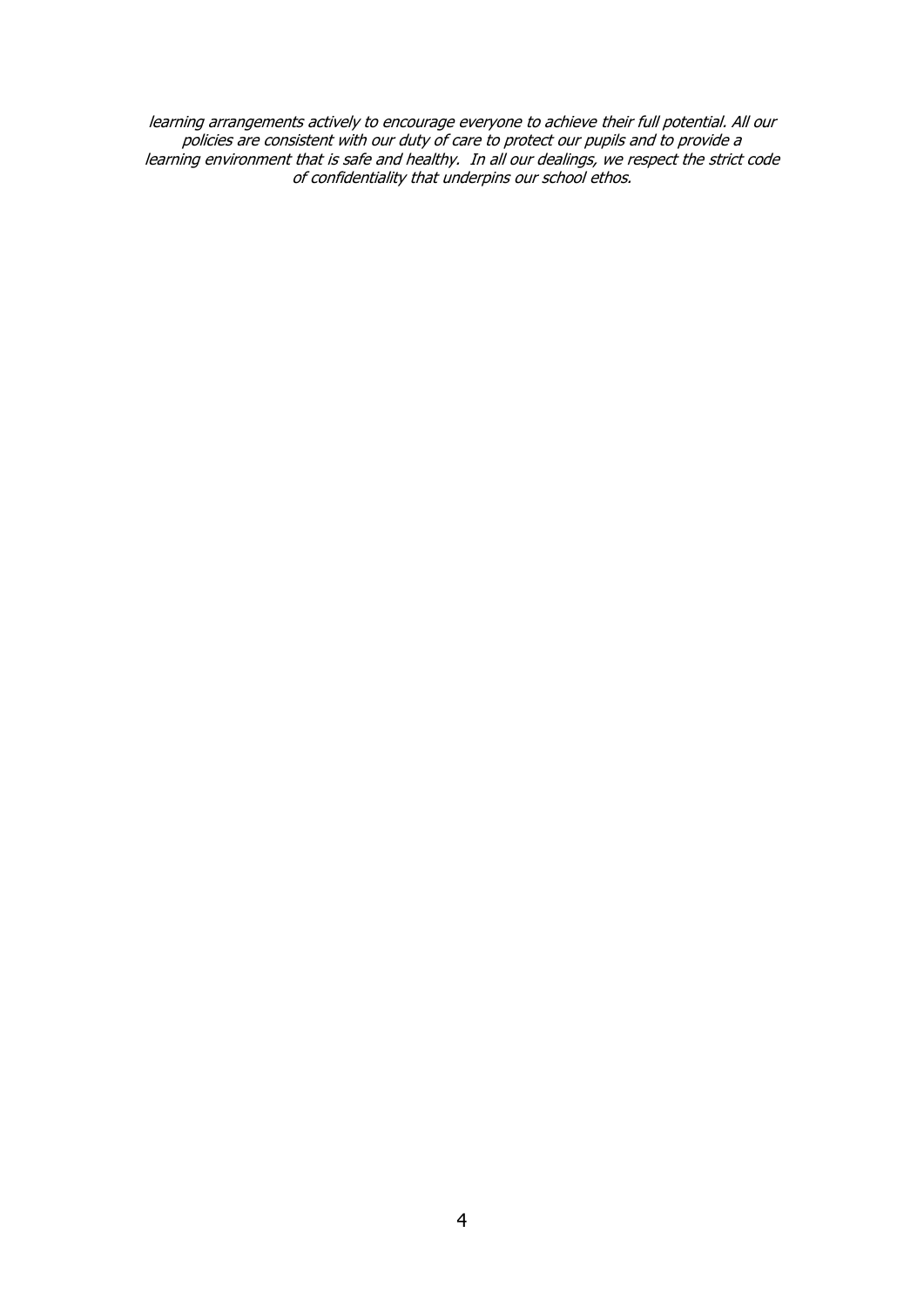*learning arrangements actively to encourage everyone to achieve their full potential. All our policies are consistent with our duty of care to protect our pupils and to provide a learning environment that is safe and healthy. In all our dealings, we respect the strict code of confidentiality that underpins our school ethos.*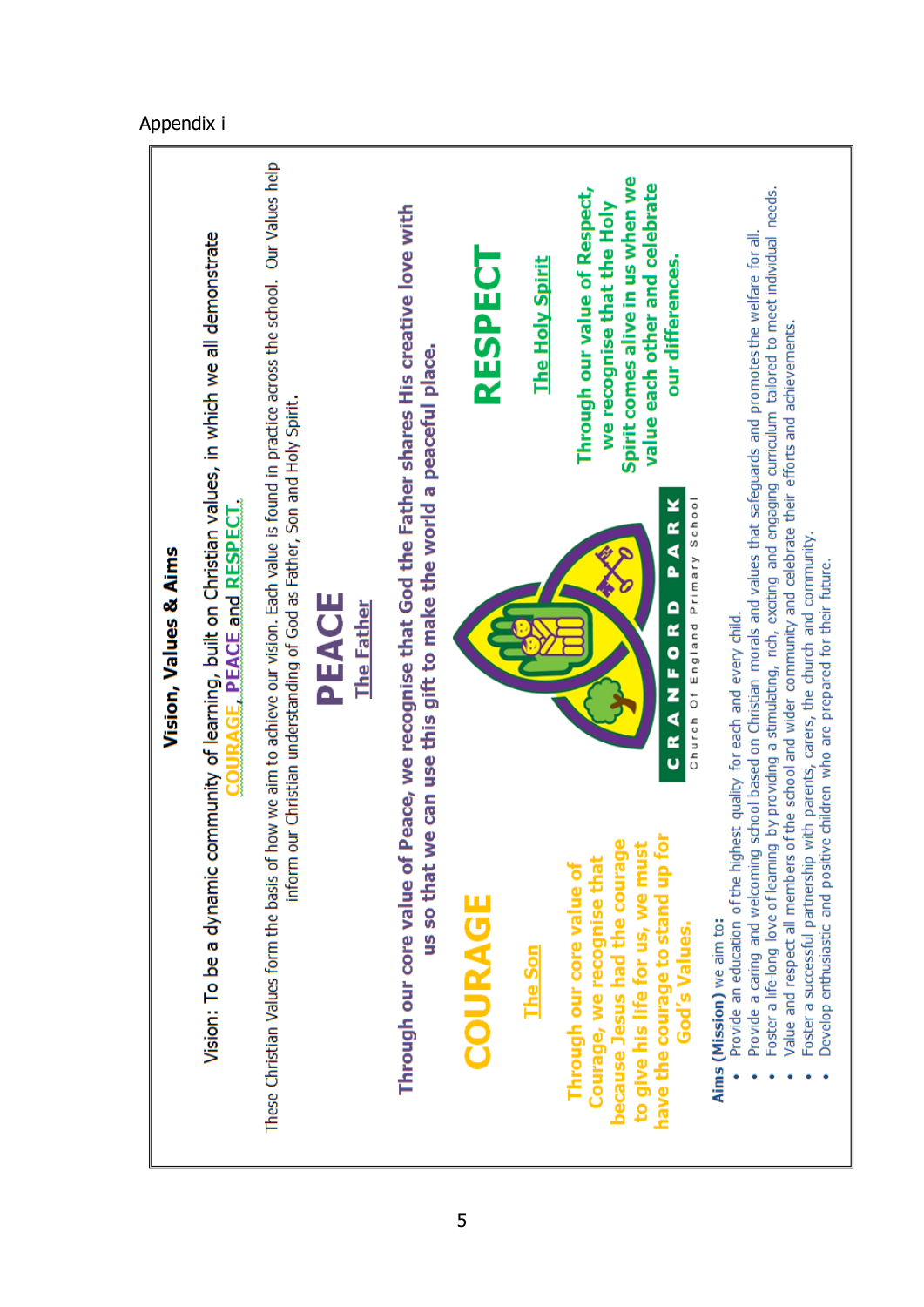Appendix i

## Vision, Values & Aims

Vision: To be a dynamic community of learning, built on Christian values, in which we all demonstrate COURAGE, PEACE and RESPECT.

These Christian Values form the basis of how we aim to achieve our vision. Each value is found in practice across the school. Our Values help inform our Christian understanding of God as Father, Son and Holy Spirit.

### PEACE

**The Father**

**Through our core value of Peace, we recognise that God the Father shares His creative love with us so that we can use this gift to make the world a peaceful place.**

### COURAGE

**The Son**

**Through our core value of Courage, we recognise that because Jesus had the courage to give his life for us, we must have the courage to stand up for God's Values.**

CRANFORD PARK

Church Of England Primary School

### RESPECT

**The Holy Spirit**

**Through our value of Respect, we recognise that the Holy Spirit comes alive in us when we value each other and celebrate our differences.**

**Aims (Mission)** we aim to:

- Provide an education of the highest quality for each and every child.
- Provide a caring and welcoming school based on Christian morals and values that safeguards and promotes the welfare for all.
- Foster a life-long love of learning by providing a stimulating, rich, exciting and engaging curriculum tailored to meet individual needs.
- Value and respect all members of the school and wider community and celebrate their efforts and achievements.
- Foster a successful partnership with parents, carers, the church and community.
- Develop enthusiastic and positive children who are prepared for their future.